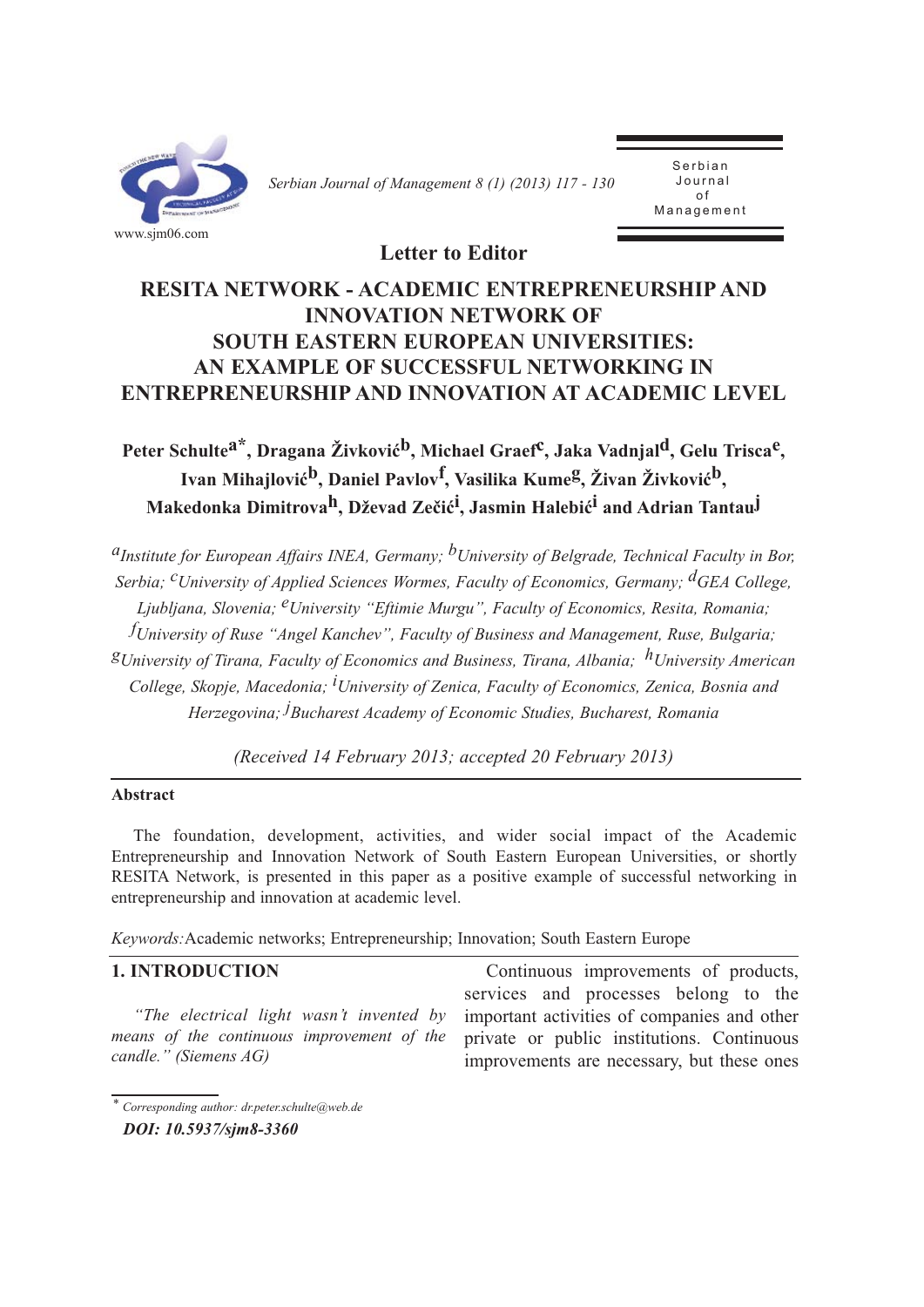**Letter to Editor**

# RESITA NETWORK - ACADEMIC ENTREPRENEURSHIP AND INNOVATION NETWORK OF SOUTH EASTERN EUROPEAN UNIVERSITIES: AN EXAMPLE OF SUCCESSFUL NETWORKING IN ENTREPRENEURSHIP AND INNOVATION AT ACADEMIC LEVEL

**Peter Schulte[a*], Dragana Živković[b], Michael Graef[c], Jaka Vadnjal[d], Gelu Trisca[e], Ivan Mihajlović[b], Daniel Pavlov[f], Vasilika Kume[g], Živan Živković[b], Makedonka Dimitrova[h], Dževad Zečić[i], Jasmin Halebić[i] and Adrian Tantau[j]**

*[a]Institute for European Affairs INEA, Germany; [b]University of Belgrade, Technical Faculty in Bor, Serbia; [c]University of Applied Sciences Wormes, Faculty of Economics, Germany; [d]GEA College, Ljubljana, Slovenia; [e]University "Eftimie Murgu", Faculty of Economics, Resita, Romania; [f]University of Ruse "Angel Kanchev", Faculty of Business and Management, Ruse, Bulgaria; [g]University of Tirana, Faculty of Economics and Business, Tirana, Albania; [h]University American College, Skopje, Macedonia; [i]University of Zenica, Faculty of Economics, Zenica, Bosnia and Herzegovina; [j]Bucharest Academy of Economic Studies, Bucharest, Romania*

*(Received 14 February 2013; accepted 20 February 2013)*

**Abstract**

The foundation, development, activities, and wider social impact of the Academic Entrepreneurship and Innovation Network of South Eastern European Universities, or shortly RESITA Network, is presented in this paper as a positive example of successful networking in entrepreneurship and innovation at academic level.

*Keywords:* Academic networks; Entrepreneurship; Innovation; South Eastern Europe

## 1. INTRODUCTION

*"The electrical light wasn't invented by means of the continuous improvement of the candle." (Siemens AG)*

Continuous improvements of products, services and processes belong to the important activities of companies and other private or public institutions. Continuous improvements are necessary, but these ones

* Corresponding author: dr.peter.schulte@web.de

*DOI: 10.5937/sjm8-3360*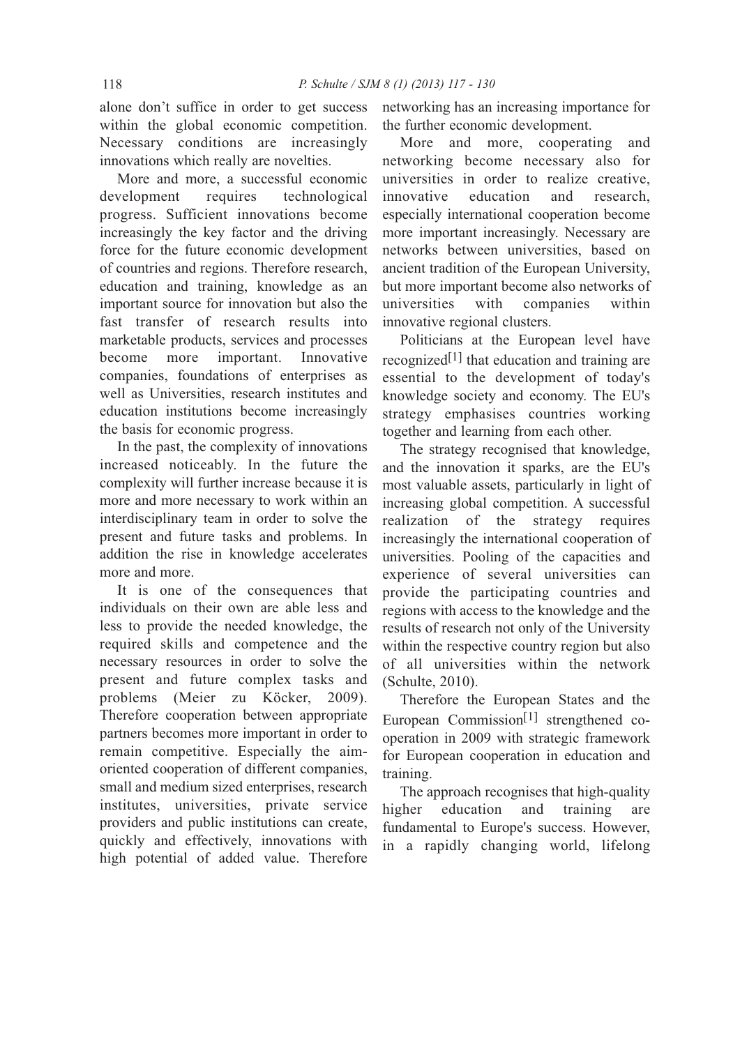alone don't suffice in order to get success within the global economic competition. Necessary conditions are increasingly innovations which really are novelties.

More and more, a successful economic development requires technological progress. Sufficient innovations become increasingly the key factor and the driving force for the future economic development of countries and regions. Therefore research, education and training, knowledge as an important source for innovation but also the fast transfer of research results into marketable products, services and processes become more important. Innovative companies, foundations of enterprises as well as Universities, research institutes and education institutions become increasingly the basis for economic progress.

In the past, the complexity of innovations increased noticeably. In the future the complexity will further increase because it is more and more necessary to work within an interdisciplinary team in order to solve the present and future tasks and problems. In addition the rise in knowledge accelerates more and more.

It is one of the consequences that individuals on their own are able less and less to provide the needed knowledge, the required skills and competence and the necessary resources in order to solve the present and future complex tasks and problems (Meier zu Köcker, 2009). Therefore cooperation between appropriate partners becomes more important in order to remain competitive. Especially the aim-oriented cooperation of different companies, small and medium sized enterprises, research institutes, universities, private service providers and public institutions can create, quickly and effectively, innovations with high potential of added value. Therefore networking has an increasing importance for the further economic development.

More and more, cooperating and networking become necessary also for universities in order to realize creative, innovative education and research, especially international cooperation become more important increasingly. Necessary are networks between universities, based on ancient tradition of the European University, but more important become also networks of universities with companies within innovative regional clusters.

Politicians at the European level have recognized[1] that education and training are essential to the development of today's knowledge society and economy. The EU's strategy emphasises countries working together and learning from each other.

The strategy recognised that knowledge, and the innovation it sparks, are the EU's most valuable assets, particularly in light of increasing global competition. A successful realization of the strategy requires increasingly the international cooperation of universities. Pooling of the capacities and experience of several universities can provide the participating countries and regions with access to the knowledge and the results of research not only of the University within the respective country region but also of all universities within the network (Schulte, 2010).

Therefore the European States and the European Commission[1] strengthened co-operation in 2009 with strategic framework for European cooperation in education and training.

The approach recognises that high-quality higher education and training are fundamental to Europe's success. However, in a rapidly changing world, lifelong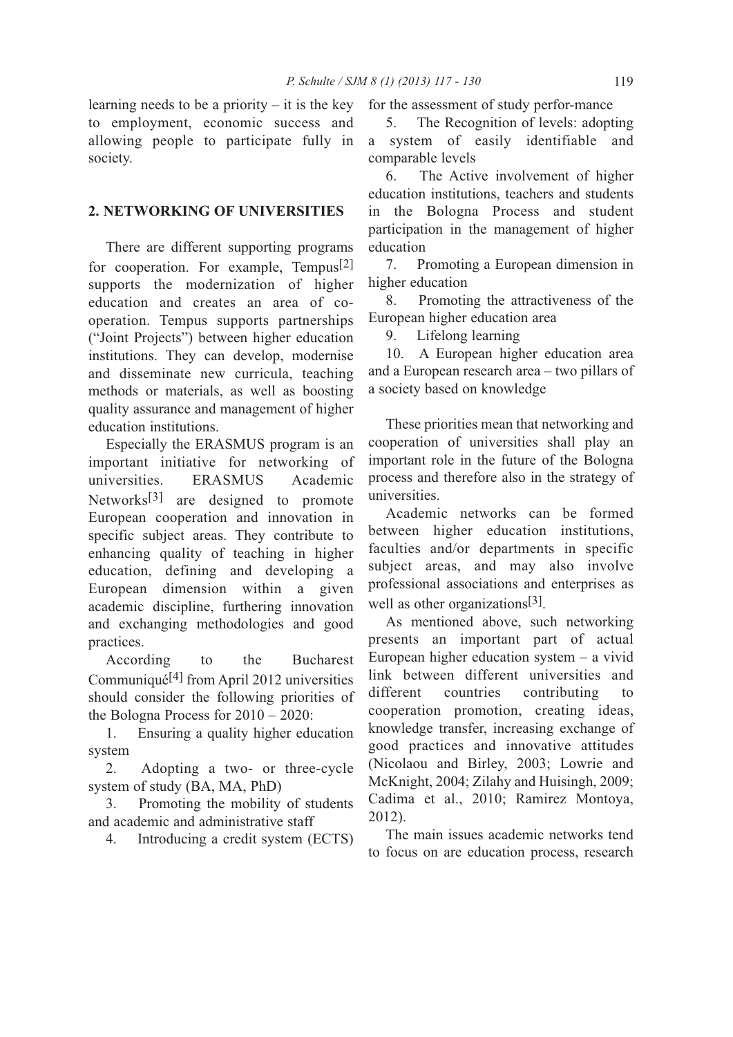learning needs to be a priority – it is the key to employment, economic success and allowing people to participate fully in society.

## 2. NETWORKING OF UNIVERSITIES

There are different supporting programs for cooperation. For example, Tempus[2] supports the modernization of higher education and creates an area of co-operation. Tempus supports partnerships ("Joint Projects") between higher education institutions. They can develop, modernise and disseminate new curricula, teaching methods or materials, as well as boosting quality assurance and management of higher education institutions.

Especially the ERASMUS program is an important initiative for networking of universities. ERASMUS Academic Networks[3] are designed to promote European cooperation and innovation in specific subject areas. They contribute to enhancing quality of teaching in higher education, defining and developing a European dimension within a given academic discipline, furthering innovation and exchanging methodologies and good practices.

According to the Bucharest Communiqué[4] from April 2012 universities should consider the following priorities of the Bologna Process for 2010 – 2020:

1. Ensuring a quality higher education system
2. Adopting a two- or three-cycle system of study (BA, MA, PhD)
3. Promoting the mobility of students and academic and administrative staff
4. Introducing a credit system (ECTS) for the assessment of study perfor-mance
5. The Recognition of levels: adopting a system of easily identifiable and comparable levels
6. The Active involvement of higher education institutions, teachers and students in the Bologna Process and student participation in the management of higher education
7. Promoting a European dimension in higher education
8. Promoting the attractiveness of the European higher education area
9. Lifelong learning
10. A European higher education area and a European research area – two pillars of a society based on knowledge

These priorities mean that networking and cooperation of universities shall play an important role in the future of the Bologna process and therefore also in the strategy of universities.

Academic networks can be formed between higher education institutions, faculties and/or departments in specific subject areas, and may also involve professional associations and enterprises as well as other organizations[3].

As mentioned above, such networking presents an important part of actual European higher education system – a vivid link between different universities and different countries contributing to cooperation promotion, creating ideas, knowledge transfer, increasing exchange of good practices and innovative attitudes (Nicolaou and Birley, 2003; Lowrie and McKnight, 2004; Zilahy and Huisingh, 2009; Cadima et al., 2010; Ramirez Montoya, 2012).

The main issues academic networks tend to focus on are education process, research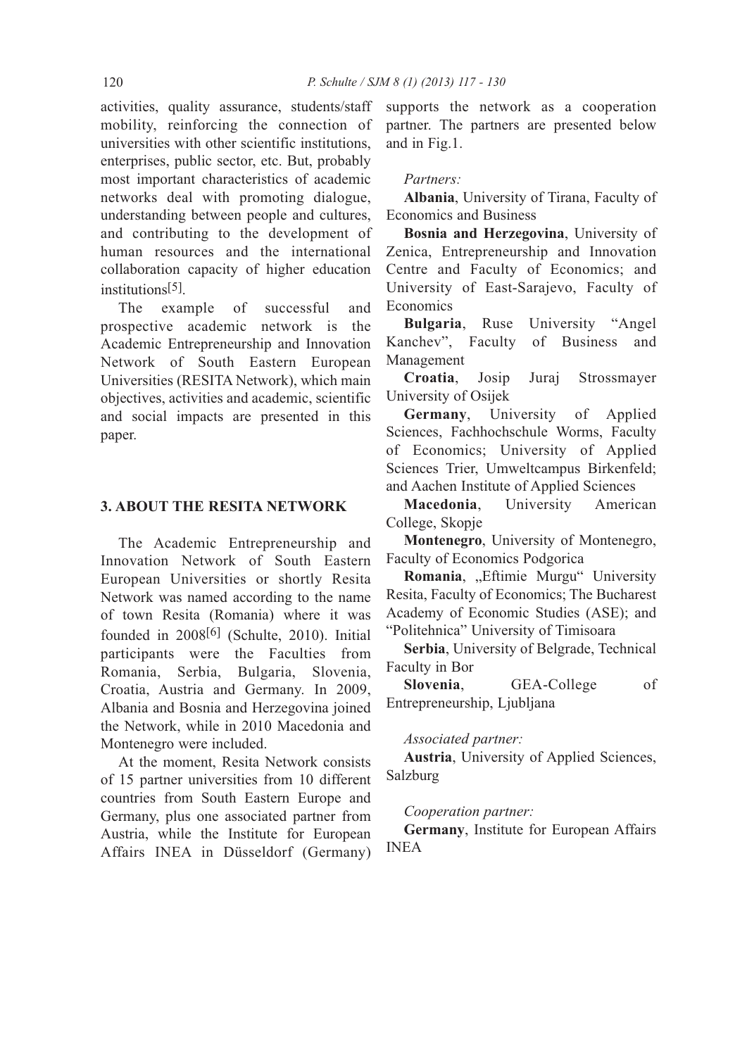activities, quality assurance, students/staff mobility, reinforcing the connection of universities with other scientific institutions, enterprises, public sector, etc. But, probably most important characteristics of academic networks deal with promoting dialogue, understanding between people and cultures, and contributing to the development of human resources and the international collaboration capacity of higher education institutions[5].

The example of successful and prospective academic network is the Academic Entrepreneurship and Innovation Network of South Eastern European Universities (RESITA Network), which main objectives, activities and academic, scientific and social impacts are presented in this paper.

## 3. ABOUT THE RESITA NETWORK

The Academic Entrepreneurship and Innovation Network of South Eastern European Universities or shortly Resita Network was named according to the name of town Resita (Romania) where it was founded in 2008[6] (Schulte, 2010). Initial participants were the Faculties from Romania, Serbia, Bulgaria, Slovenia, Croatia, Austria and Germany. In 2009, Albania and Bosnia and Herzegovina joined the Network, while in 2010 Macedonia and Montenegro were included.

At the moment, Resita Network consists of 15 partner universities from 10 different countries from South Eastern Europe and Germany, plus one associated partner from Austria, while the Institute for European Affairs INEA in Düsseldorf (Germany) supports the network as a cooperation partner. The partners are presented below and in Fig.1.

*Partners:*

**Albania**, University of Tirana, Faculty of Economics and Business

**Bosnia and Herzegovina**, University of Zenica, Entrepreneurship and Innovation Centre and Faculty of Economics; and University of East-Sarajevo, Faculty of Economics

**Bulgaria**, Ruse University "Angel Kanchev", Faculty of Business and Management

**Croatia**, Josip Juraj Strossmayer University of Osijek

**Germany**, University of Applied Sciences, Fachhochschule Worms, Faculty of Economics; University of Applied Sciences Trier, Umweltcampus Birkenfeld; and Aachen Institute of Applied Sciences

**Macedonia**, University American College, Skopje

**Montenegro**, University of Montenegro, Faculty of Economics Podgorica

**Romania**, „Eftimie Murgu" University Resita, Faculty of Economics; The Bucharest Academy of Economic Studies (ASE); and "Politehnica" University of Timisoara

**Serbia**, University of Belgrade, Technical Faculty in Bor

**Slovenia**, GEA-College of Entrepreneurship, Ljubljana

*Associated partner:*

**Austria**, University of Applied Sciences, Salzburg

*Cooperation partner:*

**Germany**, Institute for European Affairs INEA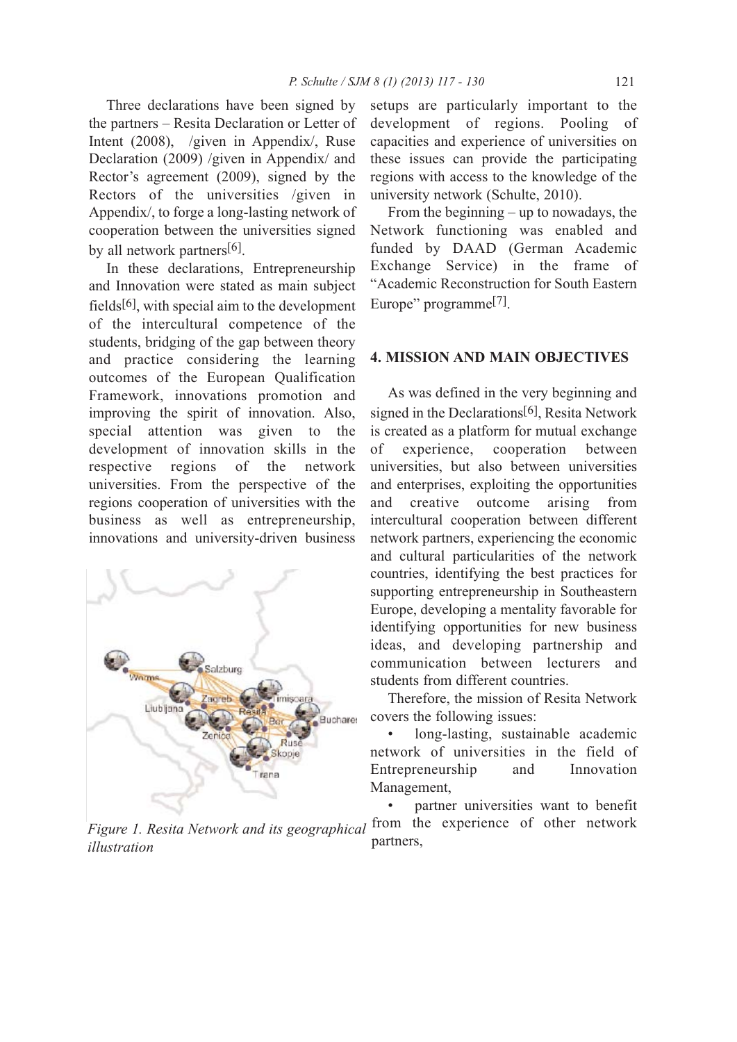Three declarations have been signed by the partners – Resita Declaration or Letter of Intent (2008), /given in Appendix/, Ruse Declaration (2009) /given in Appendix/ and Rector's agreement (2009), signed by the Rectors of the universities /given in Appendix/, to forge a long-lasting network of cooperation between the universities signed by all network partners[6].

In these declarations, Entrepreneurship and Innovation were stated as main subject fields[6], with special aim to the development of the intercultural competence of the students, bridging of the gap between theory and practice considering the learning outcomes of the European Qualification Framework, innovations promotion and improving the spirit of innovation. Also, special attention was given to the development of innovation skills in the respective regions of the network universities. From the perspective of the regions cooperation of universities with the business as well as entrepreneurship, innovations and university-driven business setups are particularly important to the development of regions. Pooling of capacities and experience of universities on these issues can provide the participating regions with access to the knowledge of the university network (Schulte, 2010).

*Figure 1. Resita Network and its geographical illustration*

From the beginning – up to nowadays, the Network functioning was enabled and funded by DAAD (German Academic Exchange Service) in the frame of "Academic Reconstruction for South Eastern Europe" programme[7].

## 4. MISSION AND MAIN OBJECTIVES

As was defined in the very beginning and signed in the Declarations[6], Resita Network is created as a platform for mutual exchange of experience, cooperation between universities, but also between universities and enterprises, exploiting the opportunities and creative outcome arising from intercultural cooperation between different network partners, experiencing the economic and cultural particularities of the network countries, identifying the best practices for supporting entrepreneurship in Southeastern Europe, developing a mentality favorable for identifying opportunities for new business ideas, and developing partnership and communication between lecturers and students from different countries.

Therefore, the mission of Resita Network covers the following issues:

- long-lasting, sustainable academic network of universities in the field of Entrepreneurship and Innovation Management,
- partner universities want to benefit from the experience of other network partners,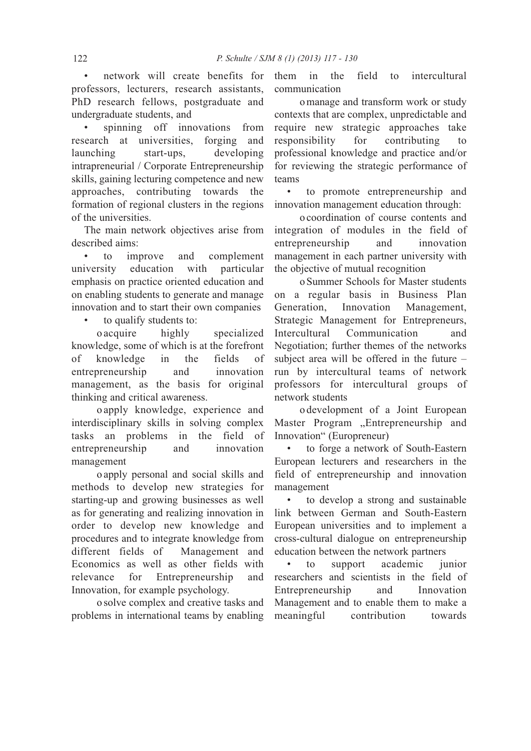- network will create benefits for professors, lecturers, research assistants, PhD research fellows, postgraduate and undergraduate students, and
- spinning off innovations from research at universities, forging and launching start-ups, developing intrapreneurial / Corporate Entrepreneurship skills, gaining lecturing competence and new approaches, contributing towards the formation of regional clusters in the regions of the universities.

The main network objectives arise from described aims:

- to improve and complement university education with particular emphasis on practice oriented education and on enabling students to generate and manage innovation and to start their own companies
- to qualify students to:
  - acquire highly specialized knowledge, some of which is at the forefront of knowledge in the fields of entrepreneurship and innovation management, as the basis for original thinking and critical awareness.
  - apply knowledge, experience and interdisciplinary skills in solving complex tasks an problems in the field of entrepreneurship and innovation management
  - apply personal and social skills and methods to develop new strategies for starting-up and growing businesses as well as for generating and realizing innovation in order to develop new knowledge and procedures and to integrate knowledge from different fields of Management and Economics as well as other fields with relevance for Entrepreneurship and Innovation, for example psychology.
  - solve complex and creative tasks and problems in international teams by enabling them in the field to intercultural communication
  - manage and transform work or study contexts that are complex, unpredictable and require new strategic approaches take responsibility for contributing to professional knowledge and practice and/or for reviewing the strategic performance of teams
- to promote entrepreneurship and innovation management education through:
  - coordination of course contents and integration of modules in the field of entrepreneurship and innovation management in each partner university with the objective of mutual recognition
  - Summer Schools for Master students on a regular basis in Business Plan Generation, Innovation Management, Strategic Management for Entrepreneurs, Intercultural Communication and Negotiation; further themes of the networks subject area will be offered in the future – run by intercultural teams of network professors for intercultural groups of network students
  - development of a Joint European Master Program „Entrepreneurship and Innovation" (Europreneur)
- to forge a network of South-Eastern European lecturers and researchers in the field of entrepreneurship and innovation management
- to develop a strong and sustainable link between German and South-Eastern European universities and to implement a cross-cultural dialogue on entrepreneurship education between the network partners
- to support academic junior researchers and scientists in the field of Entrepreneurship and Innovation Management and to enable them to make a meaningful contribution towards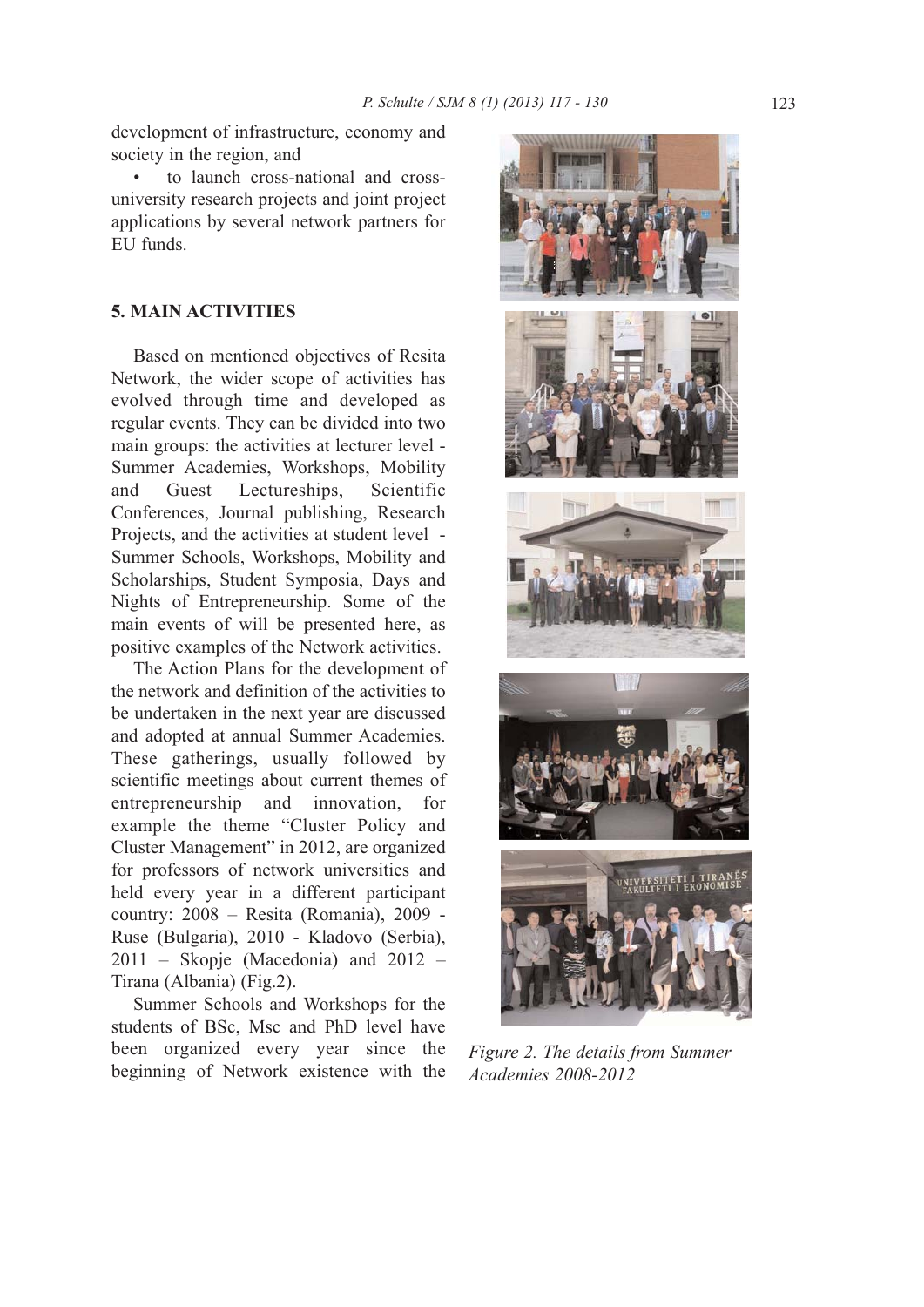development of infrastructure, economy and society in the region, and

- to launch cross-national and cross-university research projects and joint project applications by several network partners for EU funds.

## 5. MAIN ACTIVITIES

Based on mentioned objectives of Resita Network, the wider scope of activities has evolved through time and developed as regular events. They can be divided into two main groups: the activities at lecturer level - Summer Academies, Workshops, Mobility and Guest Lectureships, Scientific Conferences, Journal publishing, Research Projects, and the activities at student level - Summer Schools, Workshops, Mobility and Scholarships, Student Symposia, Days and Nights of Entrepreneurship. Some of the main events of will be presented here, as positive examples of the Network activities.

The Action Plans for the development of the network and definition of the activities to be undertaken in the next year are discussed and adopted at annual Summer Academies. These gatherings, usually followed by scientific meetings about current themes of entrepreneurship and innovation, for example the theme "Cluster Policy and Cluster Management" in 2012, are organized for professors of network universities and held every year in a different participant country: 2008 – Resita (Romania), 2009 - Ruse (Bulgaria), 2010 - Kladovo (Serbia), 2011 – Skopje (Macedonia) and 2012 – Tirana (Albania) (Fig.2).

Summer Schools and Workshops for the students of BSc, Msc and PhD level have been organized every year since the beginning of Network existence with the

*Figure 2. The details from Summer Academies 2008-2012*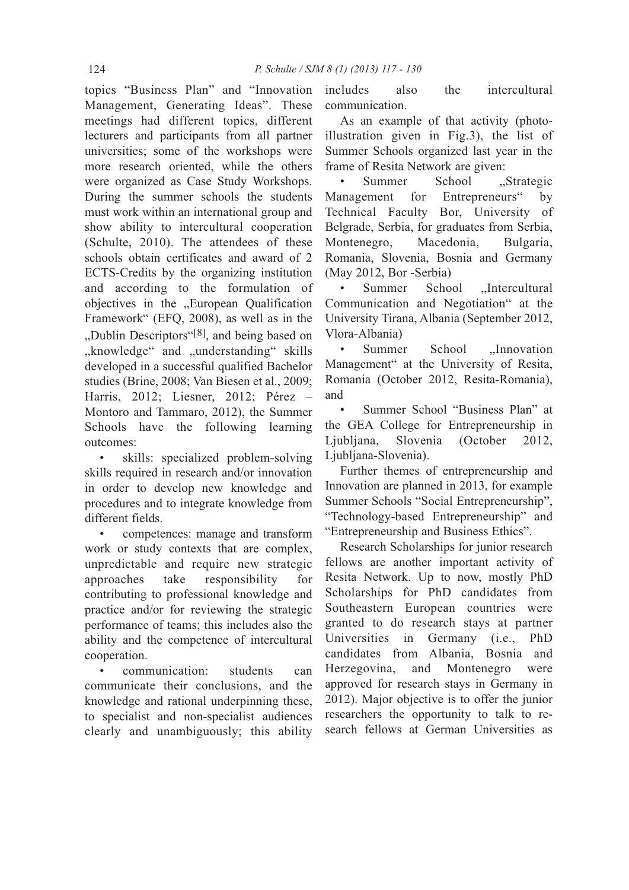topics "Business Plan" and "Innovation Management, Generating Ideas". These meetings had different topics, different lecturers and participants from all partner universities; some of the workshops were more research oriented, while the others were organized as Case Study Workshops. During the summer schools the students must work within an international group and show ability to intercultural cooperation (Schulte, 2010). The attendees of these schools obtain certificates and award of 2 ECTS-Credits by the organizing institution and according to the formulation of objectives in the „European Qualification Framework" (EFQ, 2008), as well as in the „Dublin Descriptors"[8], and being based on „knowledge" and „understanding" skills developed in a successful qualified Bachelor studies (Brine, 2008; Van Biesen et al., 2009; Harris, 2012; Liesner, 2012; Pérez – Montoro and Tammaro, 2012), the Summer Schools have the following learning outcomes:

- skills: specialized problem-solving skills required in research and/or innovation in order to develop new knowledge and procedures and to integrate knowledge from different fields.
- competences: manage and transform work or study contexts that are complex, unpredictable and require new strategic approaches take responsibility for contributing to professional knowledge and practice and/or for reviewing the strategic performance of teams; this includes also the ability and the competence of intercultural cooperation.
- communication: students can communicate their conclusions, and the knowledge and rational underpinning these, to specialist and non-specialist audiences clearly and unambiguously; this ability includes also the intercultural communication.

As an example of that activity (photo-illustration given in Fig.3), the list of Summer Schools organized last year in the frame of Resita Network are given:

- Summer School „Strategic Management for Entrepreneurs" by Technical Faculty Bor, University of Belgrade, Serbia, for graduates from Serbia, Montenegro, Macedonia, Bulgaria, Romania, Slovenia, Bosnia and Germany (May 2012, Bor -Serbia)
- Summer School „Intercultural Communication and Negotiation" at the University Tirana, Albania (September 2012, Vlora-Albania)
- Summer School „Innovation Management" at the University of Resita, Romania (October 2012, Resita-Romania), and
- Summer School "Business Plan" at the GEA College for Entrepreneurship in Ljubljana, Slovenia (October 2012, Ljubljana-Slovenia).

Further themes of entrepreneurship and Innovation are planned in 2013, for example Summer Schools "Social Entrepreneurship", "Technology-based Entrepreneurship" and "Entrepreneurship and Business Ethics".

Research Scholarships for junior research fellows are another important activity of Resita Network. Up to now, mostly PhD Scholarships for PhD candidates from Southeastern European countries were granted to do research stays at partner Universities in Germany (i.e., PhD candidates from Albania, Bosnia and Herzegovina, and Montenegro were approved for research stays in Germany in 2012). Major objective is to offer the junior researchers the opportunity to talk to research fellows at German Universities as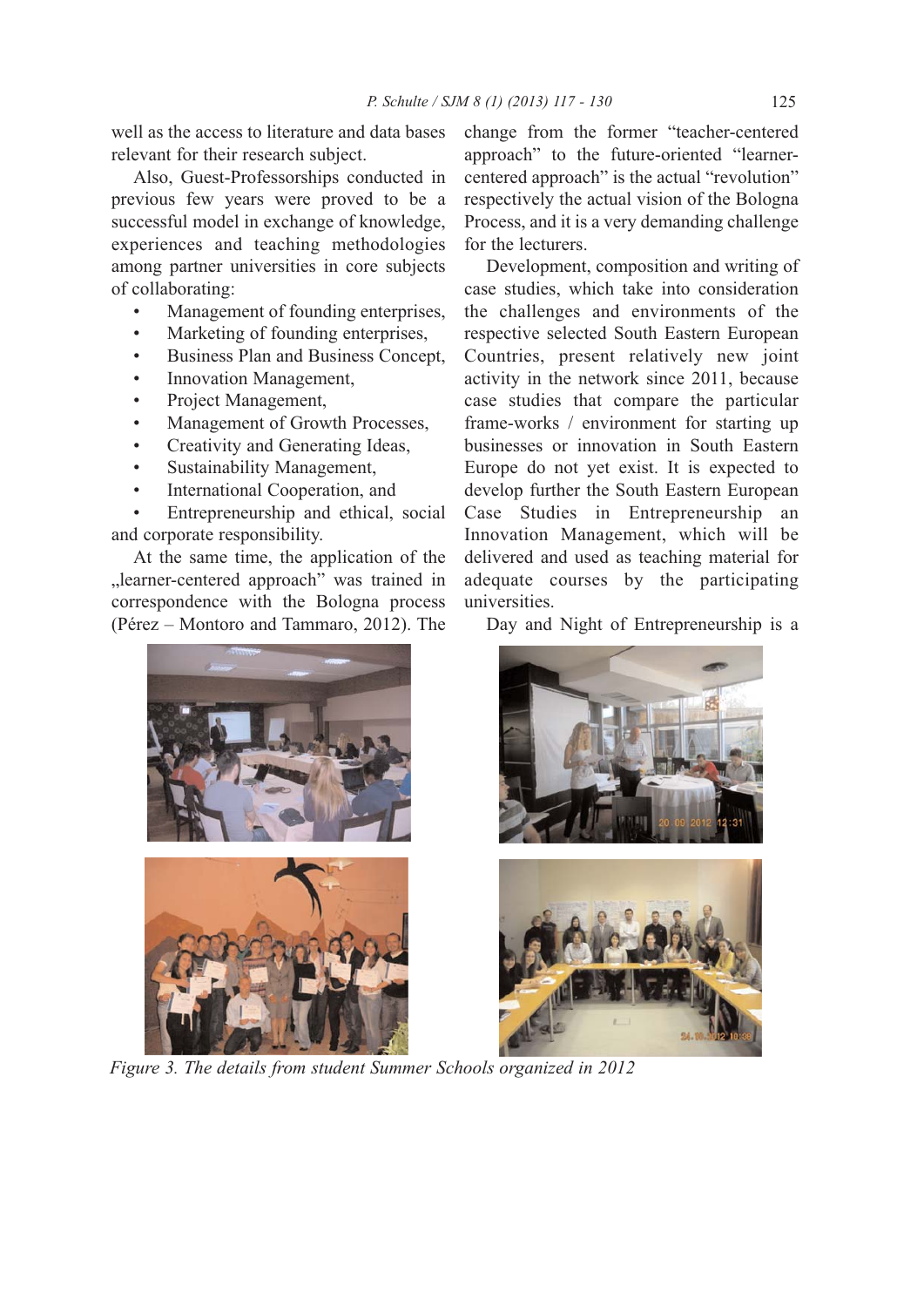well as the access to literature and data bases relevant for their research subject.

Also, Guest-Professorships conducted in previous few years were proved to be a successful model in exchange of knowledge, experiences and teaching methodologies among partner universities in core subjects of collaborating:

- Management of founding enterprises,
- Marketing of founding enterprises,
- Business Plan and Business Concept,
- Innovation Management,
- Project Management,
- Management of Growth Processes,
- Creativity and Generating Ideas,
- Sustainability Management,
- International Cooperation, and
- Entrepreneurship and ethical, social and corporate responsibility.

At the same time, the application of the „learner-centered approach" was trained in correspondence with the Bologna process (Pérez – Montoro and Tammaro, 2012). The change from the former "teacher-centered approach" to the future-oriented "learner-centered approach" is the actual "revolution" respectively the actual vision of the Bologna Process, and it is a very demanding challenge for the lecturers.

Development, composition and writing of case studies, which take into consideration the challenges and environments of the respective selected South Eastern European Countries, present relatively new joint activity in the network since 2011, because case studies that compare the particular frame-works / environment for starting up businesses or innovation in South Eastern Europe do not yet exist. It is expected to develop further the South Eastern European Case Studies in Entrepreneurship an Innovation Management, which will be delivered and used as teaching material for adequate courses by the participating universities.

Day and Night of Entrepreneurship is a

*Figure 3. The details from student Summer Schools organized in 2012*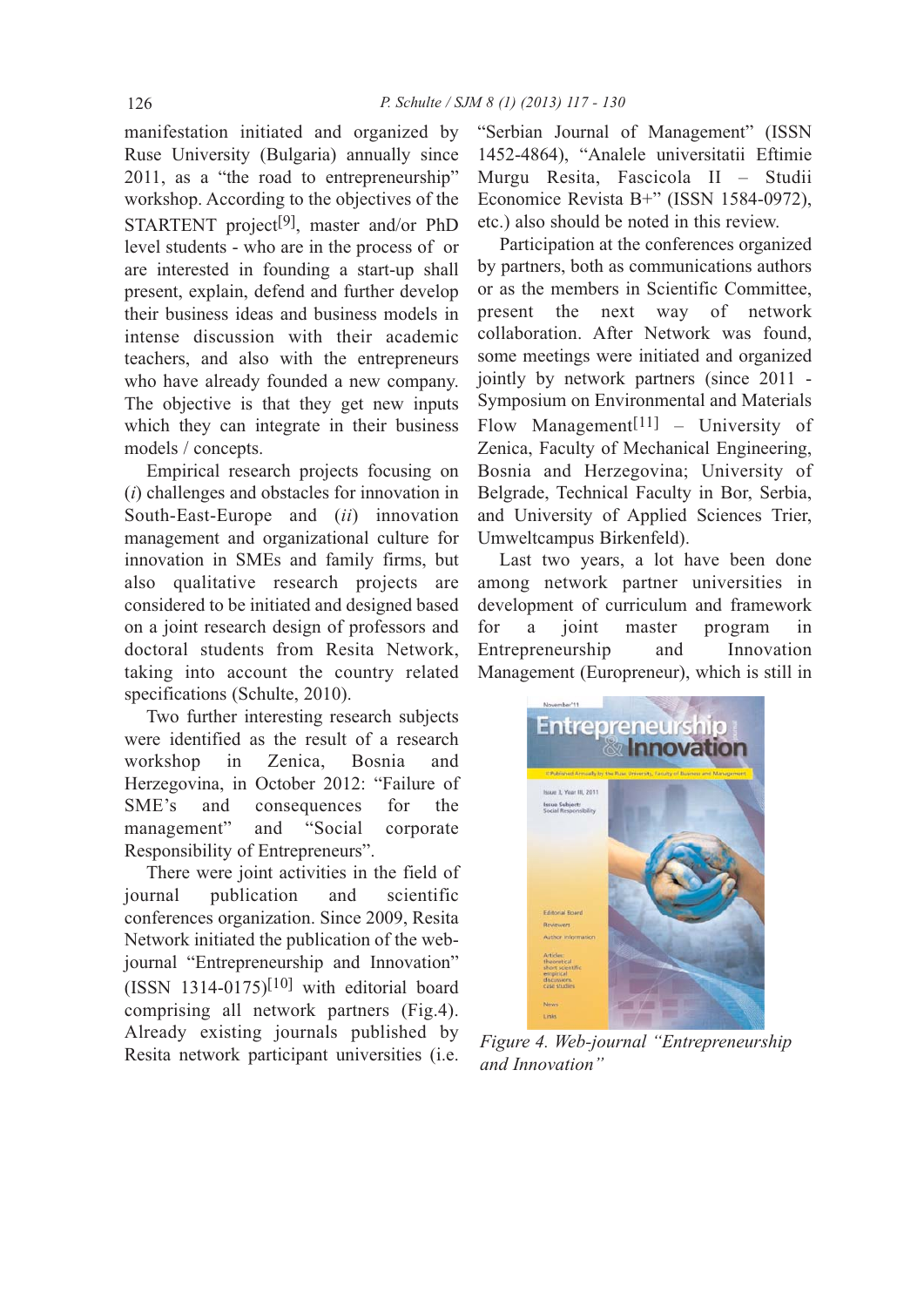manifestation initiated and organized by Ruse University (Bulgaria) annually since 2011, as a "the road to entrepreneurship" workshop. According to the objectives of the STARTENT project[9], master and/or PhD level students - who are in the process of or are interested in founding a start-up shall present, explain, defend and further develop their business ideas and business models in intense discussion with their academic teachers, and also with the entrepreneurs who have already founded a new company. The objective is that they get new inputs which they can integrate in their business models / concepts.

Empirical research projects focusing on (*i*) challenges and obstacles for innovation in South-East-Europe and (*ii*) innovation management and organizational culture for innovation in SMEs and family firms, but also qualitative research projects are considered to be initiated and designed based on a joint research design of professors and doctoral students from Resita Network, taking into account the country related specifications (Schulte, 2010).

Two further interesting research subjects were identified as the result of a research workshop in Zenica, Bosnia and Herzegovina, in October 2012: "Failure of SME's and consequences for the management" and "Social corporate Responsibility of Entrepreneurs".

There were joint activities in the field of journal publication and scientific conferences organization. Since 2009, Resita Network initiated the publication of the web-journal "Entrepreneurship and Innovation" (ISSN 1314-0175)[10] with editorial board comprising all network partners (Fig.4). Already existing journals published by Resita network participant universities (i.e. "Serbian Journal of Management" (ISSN 1452-4864), "Analele universitatii Eftimie Murgu Resita, Fascicola II – Studii Economice Revista B+" (ISSN 1584-0972), etc.) also should be noted in this review.

Participation at the conferences organized by partners, both as communications authors or as the members in Scientific Committee, present the next way of network collaboration. After Network was found, some meetings were initiated and organized jointly by network partners (since 2011 - Symposium on Environmental and Materials Flow Management[11] – University of Zenica, Faculty of Mechanical Engineering, Bosnia and Herzegovina; University of Belgrade, Technical Faculty in Bor, Serbia, and University of Applied Sciences Trier, Umweltcampus Birkenfeld).

Last two years, a lot have been done among network partner universities in development of curriculum and framework for a joint master program in Entrepreneurship and Innovation Management (Europreneur), which is still in

*Figure 4. Web-journal "Entrepreneurship and Innovation"*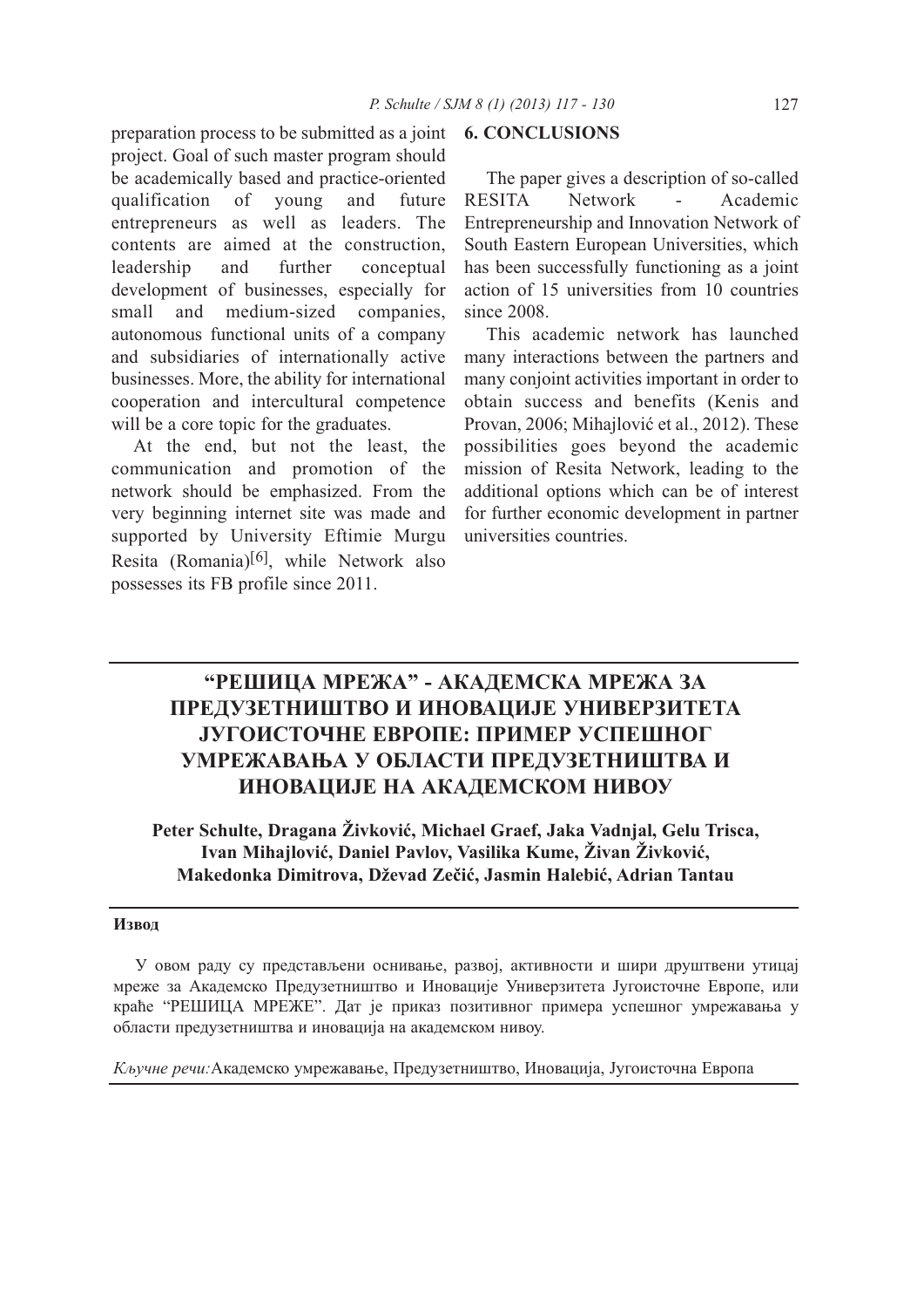preparation process to be submitted as a joint project. Goal of such master program should be academically based and practice-oriented qualification of young and future entrepreneurs as well as leaders. The contents are aimed at the construction, leadership and further conceptual development of businesses, especially for small and medium-sized companies, autonomous functional units of a company and subsidiaries of internationally active businesses. More, the ability for international cooperation and intercultural competence will be a core topic for the graduates.

At the end, but not the least, the communication and promotion of the network should be emphasized. From the very beginning internet site was made and supported by University Eftimie Murgu Resita (Romania)[6], while Network also possesses its FB profile since 2011.

## 6. CONCLUSIONS

The paper gives a description of so-called RESITA Network - Academic Entrepreneurship and Innovation Network of South Eastern European Universities, which has been successfully functioning as a joint action of 15 universities from 10 countries since 2008.

This academic network has launched many interactions between the partners and many conjoint activities important in order to obtain success and benefits (Kenis and Provan, 2006; Mihajlović et al., 2012). These possibilities goes beyond the academic mission of Resita Network, leading to the additional options which can be of interest for further economic development in partner universities countries.

# “РЕШИЦА МРЕЖА” - АКАДЕМСКА МРЕЖА ЗА ПРЕДУЗЕТНИШТВО И ИНОВАЦИЈЕ УНИВЕРЗИТЕТА ЈУГОИСТОЧНЕ ЕВРОПЕ: ПРИМЕР УСПЕШНОГ УМРЕЖАВАЊА У ОБЛАСТИ ПРЕДУЗЕТНИШТВА И ИНОВАЦИЈЕ НА АКАДЕМСКОМ НИВОУ

**Peter Schulte, Dragana Živković, Michael Graef, Jaka Vadnjal, Gelu Trisca, Ivan Mihajlović, Daniel Pavlov, Vasilika Kume, Živan Živković, Makedonka Dimitrova, Dževad Zečić, Jasmin Halebić, Adrian Tantau**

**Извод**

У овом раду су представљени оснивање, развој, активности и шири друштвени утицај мреже за Академско Предузетништво и Иновације Универзитета Југоисточне Европе, или краће “РЕШИЦА МРЕЖЕ”. Дат је приказ позитивног примера успешног умрежавања у области предузетништва и иновација на академском нивоу.

*Кључне речи:* Академско умрежавање, Предузетништво, Иновација, Југоисточна Европа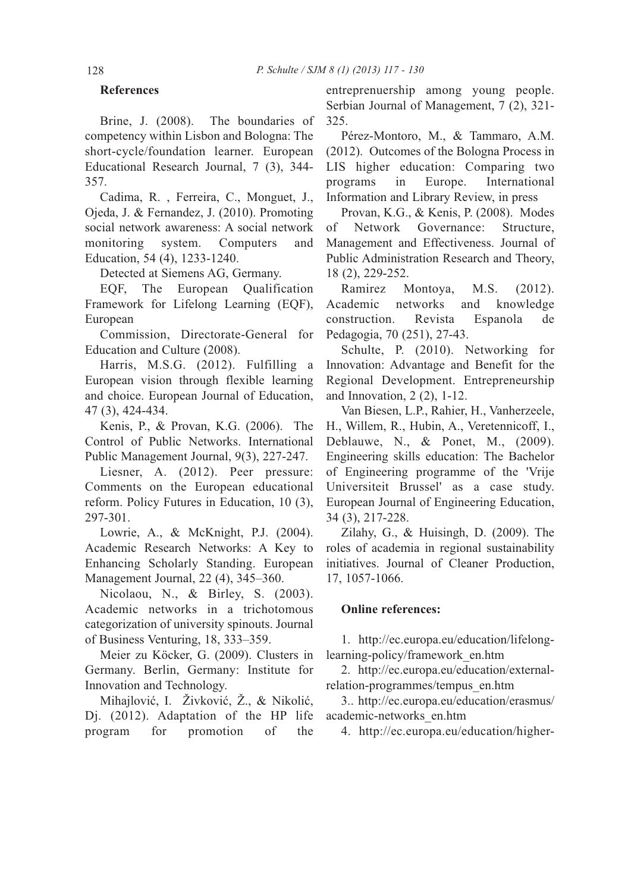## References

Brine, J. (2008). The boundaries of competency within Lisbon and Bologna: The short-cycle/foundation learner. European Educational Research Journal, 7 (3), 344-357.

Cadima, R. , Ferreira, C., Monguet, J., Ojeda, J. & Fernandez, J. (2010). Promoting social network awareness: A social network monitoring system. Computers and Education, 54 (4), 1233-1240.

Detected at Siemens AG, Germany.

EQF, The European Qualification Framework for Lifelong Learning (EQF), European

Commission, Directorate-General for Education and Culture (2008).

Harris, M.S.G. (2012). Fulfilling a European vision through flexible learning and choice. European Journal of Education, 47 (3), 424-434.

Kenis, P., & Provan, K.G. (2006). The Control of Public Networks. International Public Management Journal, 9(3), 227-247.

Liesner, A. (2012). Peer pressure: Comments on the European educational reform. Policy Futures in Education, 10 (3), 297-301.

Lowrie, A., & McKnight, P.J. (2004). Academic Research Networks: A Key to Enhancing Scholarly Standing. European Management Journal, 22 (4), 345–360.

Nicolaou, N., & Birley, S. (2003). Academic networks in a trichotomous categorization of university spinouts. Journal of Business Venturing, 18, 333–359.

Meier zu Köcker, G. (2009). Clusters in Germany. Berlin, Germany: Institute for Innovation and Technology.

Mihajlović, I. Živković, Ž., & Nikolić, Dj. (2012). Adaptation of the HP life program for promotion of the entreprenuership among young people. Serbian Journal of Management, 7 (2), 321-325.

Pérez-Montoro, M., & Tammaro, A.M. (2012). Outcomes of the Bologna Process in LIS higher education: Comparing two programs in Europe. International Information and Library Review, in press

Provan, K.G., & Kenis, P. (2008). Modes of Network Governance: Structure, Management and Effectiveness. Journal of Public Administration Research and Theory, 18 (2), 229-252.

Ramirez Montoya, M.S. (2012). Academic networks and knowledge construction. Revista Espanola de Pedagogia, 70 (251), 27-43.

Schulte, P. (2010). Networking for Innovation: Advantage and Benefit for the Regional Development. Entrepreneurship and Innovation, 2 (2), 1-12.

Van Biesen, L.P., Rahier, H., Vanherzeele, H., Willem, R., Hubin, A., Veretennicoff, I., Deblauwe, N., & Ponet, M., (2009). Engineering skills education: The Bachelor of Engineering programme of the 'Vrije Universiteit Brussel' as a case study. European Journal of Engineering Education, 34 (3), 217-228.

Zilahy, G., & Huisingh, D. (2009). The roles of academia in regional sustainability initiatives. Journal of Cleaner Production, 17, 1057-1066.

**Online references:**

1. http://ec.europa.eu/education/lifelong-learning-policy/framework_en.htm

2. http://ec.europa.eu/education/external-relation-programmes/tempus_en.htm

3.. http://ec.europa.eu/education/erasmus/academic-networks_en.htm

4. http://ec.europa.eu/education/higher-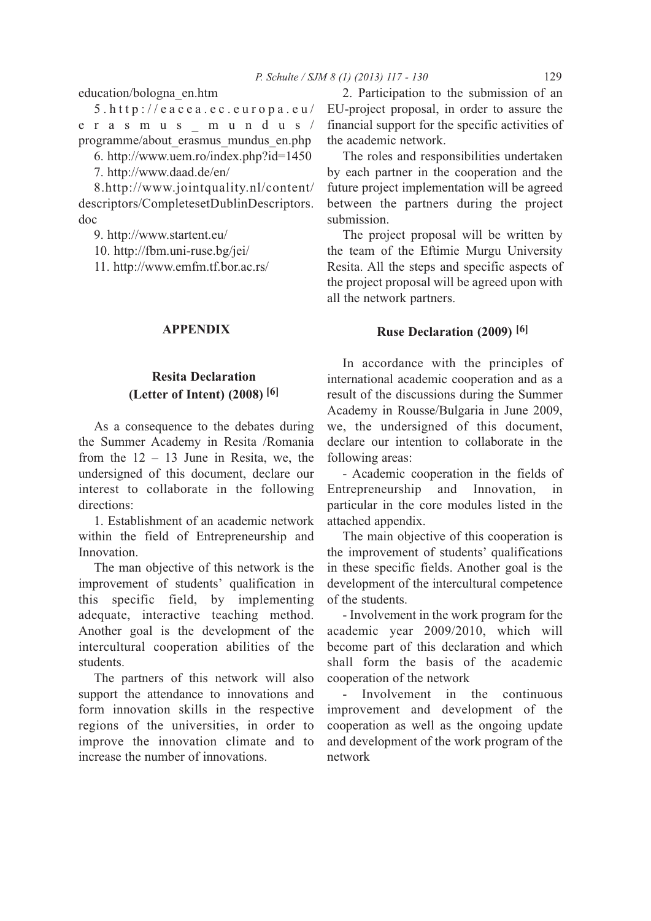education/bologna_en.htm

5. http://eacea.ec.europa.eu/erasmus_mundus/programme/about_erasmus_mundus_en.php

6. http://www.uem.ro/index.php?id=1450

7. http://www.daad.de/en/

8. http://www.jointquality.nl/content/descriptors/CompletesetDublinDescriptors.doc

9. http://www.startent.eu/

10. http://fbm.uni-ruse.bg/jei/

11. http://www.emfm.tf.bor.ac.rs/

## APPENDIX

### Resita Declaration (Letter of Intent) (2008) [6]

As a consequence to the debates during the Summer Academy in Resita /Romania from the 12 – 13 June in Resita, we, the undersigned of this document, declare our interest to collaborate in the following directions:

1. Establishment of an academic network within the field of Entrepreneurship and Innovation.

The man objective of this network is the improvement of students' qualification in this specific field, by implementing adequate, interactive teaching method. Another goal is the development of the intercultural cooperation abilities of the students.

The partners of this network will also support the attendance to innovations and form innovation skills in the respective regions of the universities, in order to improve the innovation climate and to increase the number of innovations.

2. Participation to the submission of an EU-project proposal, in order to assure the financial support for the specific activities of the academic network.

The roles and responsibilities undertaken by each partner in the cooperation and the future project implementation will be agreed between the partners during the project submission.

The project proposal will be written by the team of the Eftimie Murgu University Resita. All the steps and specific aspects of the project proposal will be agreed upon with all the network partners.

### Ruse Declaration (2009) [6]

In accordance with the principles of international academic cooperation and as a result of the discussions during the Summer Academy in Rousse/Bulgaria in June 2009, we, the undersigned of this document, declare our intention to collaborate in the following areas:

- Academic cooperation in the fields of Entrepreneurship and Innovation, in particular in the core modules listed in the attached appendix.

The main objective of this cooperation is the improvement of students' qualifications in these specific fields. Another goal is the development of the intercultural competence of the students.

- Involvement in the work program for the academic year 2009/2010, which will become part of this declaration and which shall form the basis of the academic cooperation of the network

- Involvement in the continuous improvement and development of the cooperation as well as the ongoing update and development of the work program of the network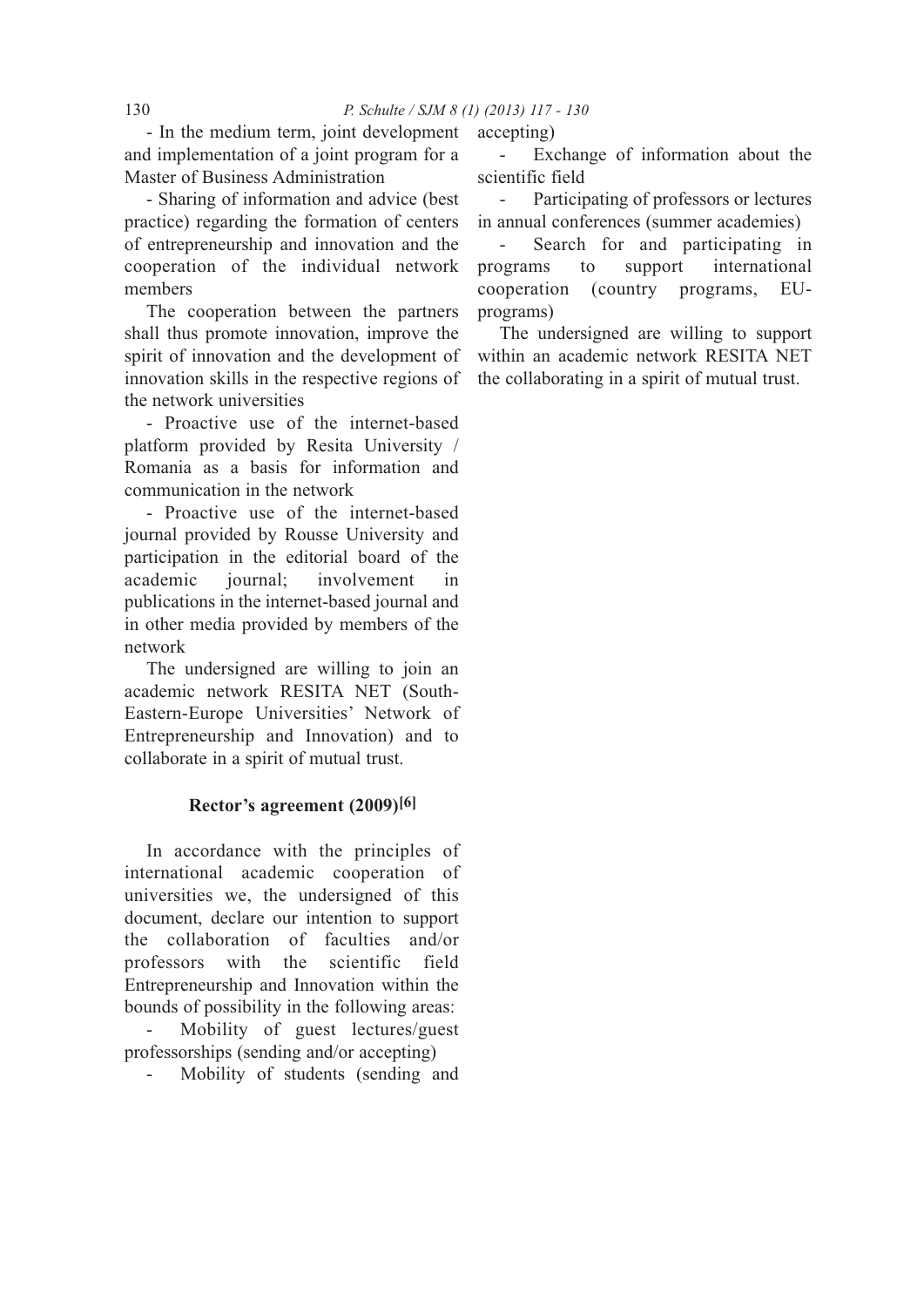- In the medium term, joint development and implementation of a joint program for a Master of Business Administration

- Sharing of information and advice (best practice) regarding the formation of centers of entrepreneurship and innovation and the cooperation of the individual network members

The cooperation between the partners shall thus promote innovation, improve the spirit of innovation and the development of innovation skills in the respective regions of the network universities

- Proactive use of the internet-based platform provided by Resita University / Romania as a basis for information and communication in the network

- Proactive use of the internet-based journal provided by Rousse University and participation in the editorial board of the academic journal; involvement in publications in the internet-based journal and in other media provided by members of the network

The undersigned are willing to join an academic network RESITA NET (South-Eastern-Europe Universities' Network of Entrepreneurship and Innovation) and to collaborate in a spirit of mutual trust.

**Rector's agreement (2009)[6]**

In accordance with the principles of international academic cooperation of universities we, the undersigned of this document, declare our intention to support the collaboration of faculties and/or professors with the scientific field Entrepreneurship and Innovation within the bounds of possibility in the following areas:

- Mobility of guest lectures/guest professorships (sending and/or accepting)
- Mobility of students (sending and accepting)
- Exchange of information about the scientific field
- Participating of professors or lectures in annual conferences (summer academies)
- Search for and participating in programs to support international cooperation (country programs, EU-programs)

The undersigned are willing to support within an academic network RESITA NET the collaborating in a spirit of mutual trust.